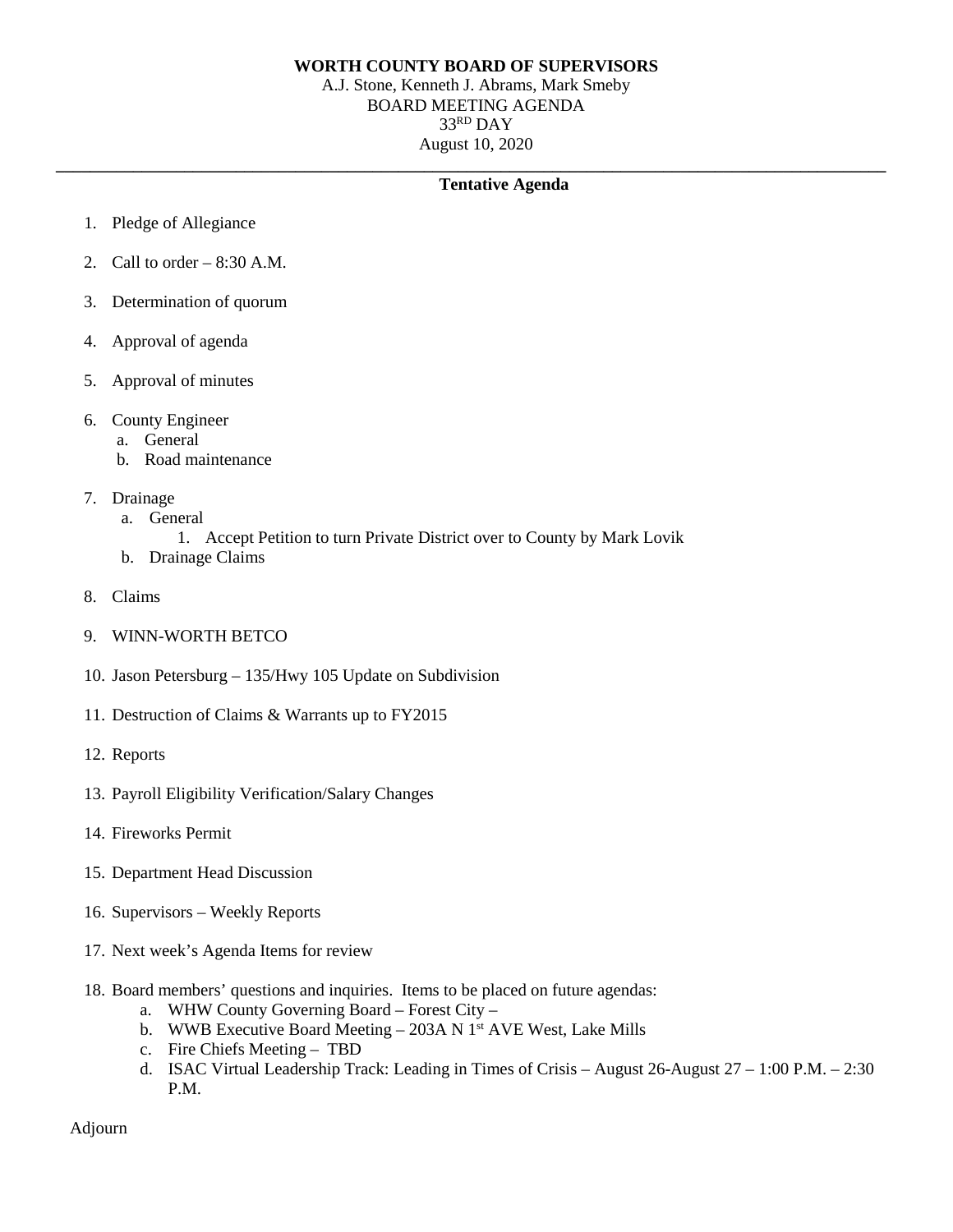**WORTH COUNTY BOARD OF SUPERVISORS**

A.J. Stone, Kenneth J. Abrams, Mark Smeby

BOARD MEETING AGENDA

33RD DAY

August 10, 2020

---

**Tentative Agenda**

1. Pledge of Allegiance
2. Call to order – 8:30 A.M.
3. Determination of quorum
4. Approval of agenda
5. Approval of minutes
6. County Engineer
   a. General
   b. Road maintenance
7. Drainage
   a. General
      1. Accept Petition to turn Private District over to County by Mark Lovik
   b. Drainage Claims
8. Claims
9. WINN-WORTH BETCO
10. Jason Petersburg – 135/Hwy 105 Update on Subdivision
11. Destruction of Claims & Warrants up to FY2015
12. Reports
13. Payroll Eligibility Verification/Salary Changes
14. Fireworks Permit
15. Department Head Discussion
16. Supervisors – Weekly Reports
17. Next week's Agenda Items for review
18. Board members' questions and inquiries. Items to be placed on future agendas:
    a. WHW County Governing Board – Forest City –
    b. WWB Executive Board Meeting – 203A N 1st AVE West, Lake Mills
    c. Fire Chiefs Meeting – TBD
    d. ISAC Virtual Leadership Track: Leading in Times of Crisis – August 26-August 27 – 1:00 P.M. – 2:30 P.M.

Adjourn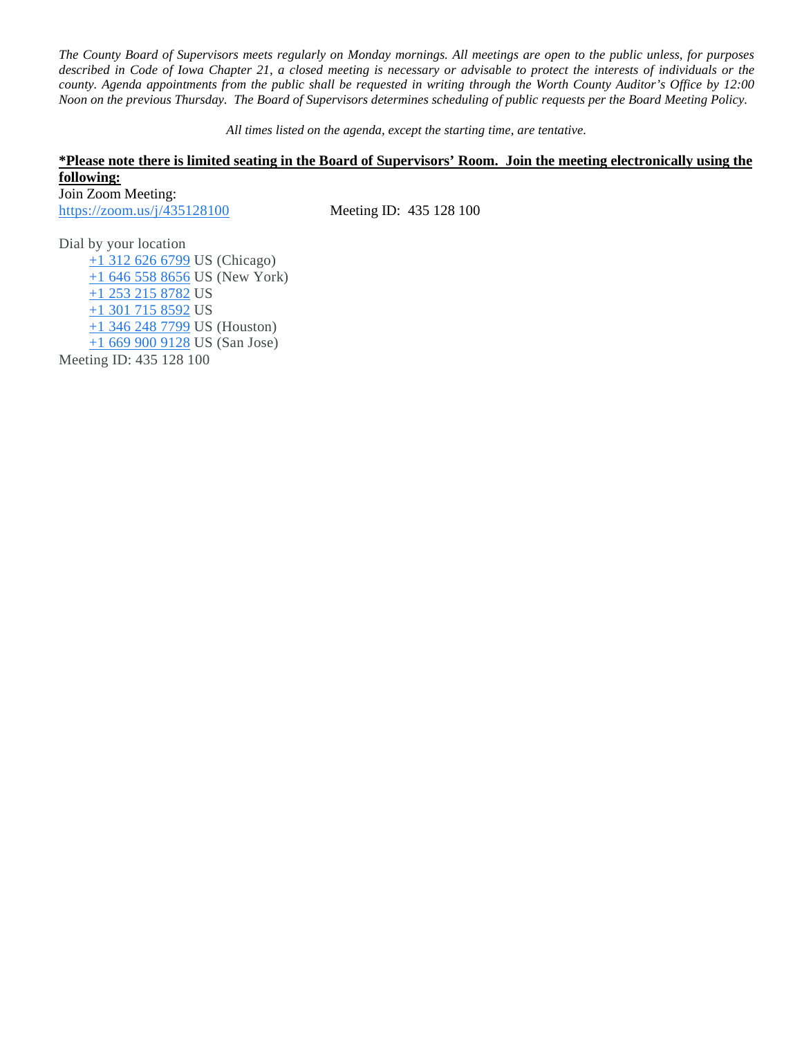*The County Board of Supervisors meets regularly on Monday mornings. All meetings are open to the public unless, for purposes described in Code of Iowa Chapter 21, a closed meeting is necessary or advisable to protect the interests of individuals or the county. Agenda appointments from the public shall be requested in writing through the Worth County Auditor's Office by 12:00 Noon on the previous Thursday. The Board of Supervisors determines scheduling of public requests per the Board Meeting Policy.*

*All times listed on the agenda, except the starting time, are tentative.*

**\*Please note there is limited seating in the Board of Supervisors' Room. Join the meeting electronically using the following:**

Join Zoom Meeting:
https://zoom.us/j/435128100 Meeting ID: 435 128 100

Dial by your location
- +1 312 626 6799 US (Chicago)
- +1 646 558 8656 US (New York)
- +1 253 215 8782 US
- +1 301 715 8592 US
- +1 346 248 7799 US (Houston)
- +1 669 900 9128 US (San Jose)

Meeting ID: 435 128 100